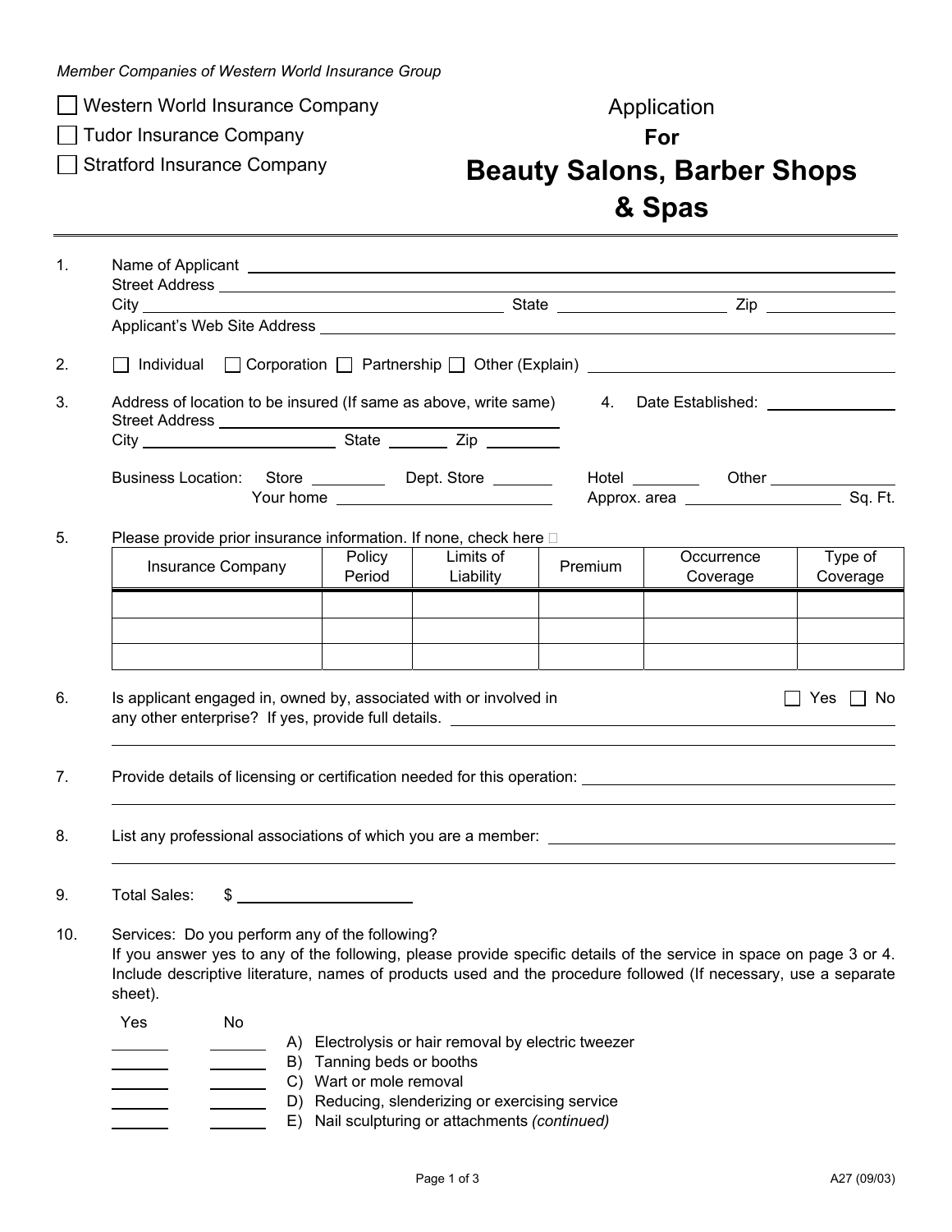*Member Companies of Western World Insurance Group*

☐ Western World Insurance Company

☐ Tudor Insurance Company

☐ Stratford Insurance Company

# Application For Beauty Salons, Barber Shops & Spas

---

1. Name of Applicant ______________________________
   Street Address ______________________________
   City ____________________ State ____________ Zip ____________
   Applicant's Web Site Address ______________________________

2. ☐ Individual ☐ Corporation ☐ Partnership ☐ Other (Explain) ____________________

3. Address of location to be insured (If same as above, write same)
   Street Address ______________________________
   City ____________ State ________ Zip ________

4. Date Established: ____________

   Business Location: Store ________ Dept. Store ________ Hotel ________ Other ____________
   Your home ____________ Approx. area ____________ Sq. Ft.

5. Please provide prior insurance information. If none, check here ☐

| Insurance Company | Policy Period | Limits of Liability | Premium | Occurrence Coverage | Type of Coverage |
|---|---|---|---|---|---|
| | | | | | |
| | | | | | |
| | | | | | |

6. Is applicant engaged in, owned by, associated with or involved in any other enterprise? If yes, provide full details. ☐ Yes ☐ No
   ______________________________

7. Provide details of licensing or certification needed for this operation: ______________________________

8. List any professional associations of which you are a member: ______________________________

9. Total Sales: $ ____________

10. Services: Do you perform any of the following?
    If you answer yes to any of the following, please provide specific details of the service in space on page 3 or 4. Include descriptive literature, names of products used and the procedure followed (If necessary, use a separate sheet).

| Yes | No | |
|---|---|---|
| ______ | ______ | A) Electrolysis or hair removal by electric tweezer |
| ______ | ______ | B) Tanning beds or booths |
| ______ | ______ | C) Wart or mole removal |
| ______ | ______ | D) Reducing, slenderizing or exercising service |
| ______ | ______ | E) Nail sculpturing or attachments *(continued)* |

A27 (09/03)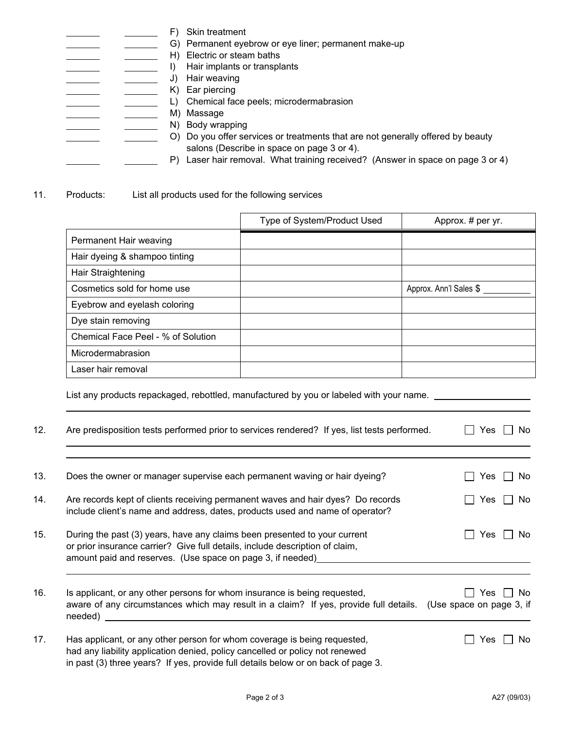| | | |
|---|---|---|
| _______ | _______ | F) Skin treatment |
| _______ | _______ | G) Permanent eyebrow or eye liner; permanent make-up |
| _______ | _______ | H) Electric or steam baths |
| _______ | _______ | I) Hair implants or transplants |
| _______ | _______ | J) Hair weaving |
| _______ | _______ | K) Ear piercing |
| _______ | _______ | L) Chemical face peels; microdermabrasion |
| _______ | _______ | M) Massage |
| _______ | _______ | N) Body wrapping |
| _______ | _______ | O) Do you offer services or treatments that are not generally offered by beauty salons (Describe in space on page 3 or 4). |
| _______ | _______ | P) Laser hair removal. What training received? (Answer in space on page 3 or 4) |

11. Products: List all products used for the following services

| | Type of System/Product Used | Approx. # per yr. |
|---|---|---|
| Permanent Hair weaving | | |
| Hair dyeing & shampoo tinting | | |
| Hair Straightening | | |
| Cosmetics sold for home use | | Approx. Ann'l Sales $ __________ |
| Eyebrow and eyelash coloring | | |
| Dye stain removing | | |
| Chemical Face Peel - % of Solution | | |
| Microdermabrasion | | |
| Laser hair removal | | |

List any products repackaged, rebottled, manufactured by you or labeled with your name. ____________________

_____________________________________________________________________________

12. Are predisposition tests performed prior to services rendered? If yes, list tests performed. ☐ Yes ☐ No

_____________________________________________________________________________

_____________________________________________________________________________

13. Does the owner or manager supervise each permanent waving or hair dyeing? ☐ Yes ☐ No

14. Are records kept of clients receiving permanent waves and hair dyes? Do records include client's name and address, dates, products used and name of operator? ☐ Yes ☐ No

15. During the past (3) years, have any claims been presented to your current or prior insurance carrier? Give full details, include description of claim, amount paid and reserves. (Use space on page 3, if needed)____________________ ☐ Yes ☐ No

_____________________________________________________________________________

16. Is applicant, or any other persons for whom insurance is being requested, aware of any circumstances which may result in a claim? If yes, provide full details. (Use space on page 3, if needed) ____________________ ☐ Yes ☐ No

17. Has applicant, or any other person for whom coverage is being requested, had any liability application denied, policy cancelled or policy not renewed in past (3) three years? If yes, provide full details below or on back of page 3. ☐ Yes ☐ No

A27 (09/03)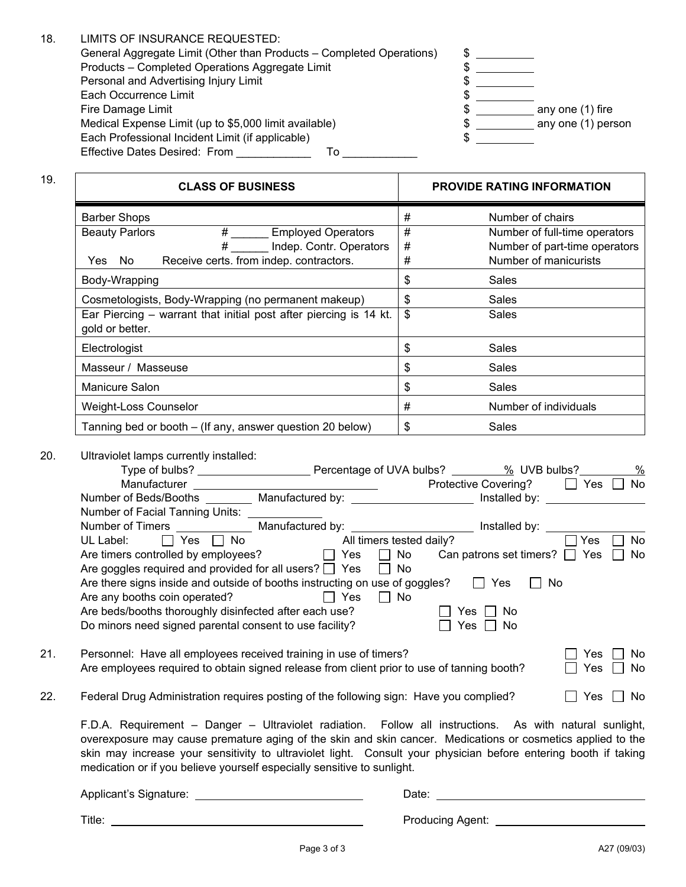18. LIMITS OF INSURANCE REQUESTED:

| | |
|---|---|
| General Aggregate Limit (Other than Products – Completed Operations) | $ _________ |
| Products – Completed Operations Aggregate Limit | $ _________ |
| Personal and Advertising Injury Limit | $ _________ |
| Each Occurrence Limit | $ _________ |
| Fire Damage Limit | $ _________ any one (1) fire |
| Medical Expense Limit (up to $5,000 limit available) | $ _________ any one (1) person |
| Each Professional Incident Limit (if applicable) | $ _________ |

Effective Dates Desired: From ____________ To ____________

19.

| CLASS OF BUSINESS | PROVIDE RATING INFORMATION |
|---|---|
| Barber Shops | # Number of chairs |
| Beauty Parlors # ______ Employed Operators<br># ______ Indep. Contr. Operators<br>Yes No Receive certs. from indep. contractors. | # Number of full-time operators<br># Number of part-time operators<br># Number of manicurists |
| Body-Wrapping | $ Sales |
| Cosmetologists, Body-Wrapping (no permanent makeup) | $ Sales |
| Ear Piercing – warrant that initial post after piercing is 14 kt. gold or better. | $ Sales |
| Electrologist | $ Sales |
| Masseur / Masseuse | $ Sales |
| Manicure Salon | $ Sales |
| Weight-Loss Counselor | # Number of individuals |
| Tanning bed or booth – (If any, answer question 20 below) | $ Sales |

20. Ultraviolet lamps currently installed:

Type of bulbs? __________________ Percentage of UVA bulbs? ________% UVB bulbs? ________%

Manufacturer ______________________________ Protective Covering? ☐ Yes ☐ No

Number of Beds/Booths ________ Manufactured by: ____________________ Installed by: ________________

Number of Facial Tanning Units: ____________

Number of Timers ____________ Manufactured by: ____________________ Installed by: ________________

UL Label: ☐ Yes ☐ No All timers tested daily? ☐ Yes ☐ No

Are timers controlled by employees? ☐ Yes ☐ No Can patrons set timers? ☐ Yes ☐ No

Are goggles required and provided for all users? ☐ Yes ☐ No

Are there signs inside and outside of booths instructing on use of goggles? ☐ Yes ☐ No

Are any booths coin operated? ☐ Yes ☐ No

Are beds/booths thoroughly disinfected after each use? ☐ Yes ☐ No

Do minors need signed parental consent to use facility? ☐ Yes ☐ No

21. Personnel: Have all employees received training in use of timers? ☐ Yes ☐ No

Are employees required to obtain signed release from client prior to use of tanning booth? ☐ Yes ☐ No

22. Federal Drug Administration requires posting of the following sign: Have you complied? ☐ Yes ☐ No

F.D.A. Requirement – Danger – Ultraviolet radiation. Follow all instructions. As with natural sunlight, overexposure may cause premature aging of the skin and skin cancer. Medications or cosmetics applied to the skin may increase your sensitivity to ultraviolet light. Consult your physician before entering booth if taking medication or if you believe yourself especially sensitive to sunlight.

Applicant's Signature: ____________________________ Date: ____________________________

Title: ____________________________ Producing Agent: ____________________________

A27 (09/03)